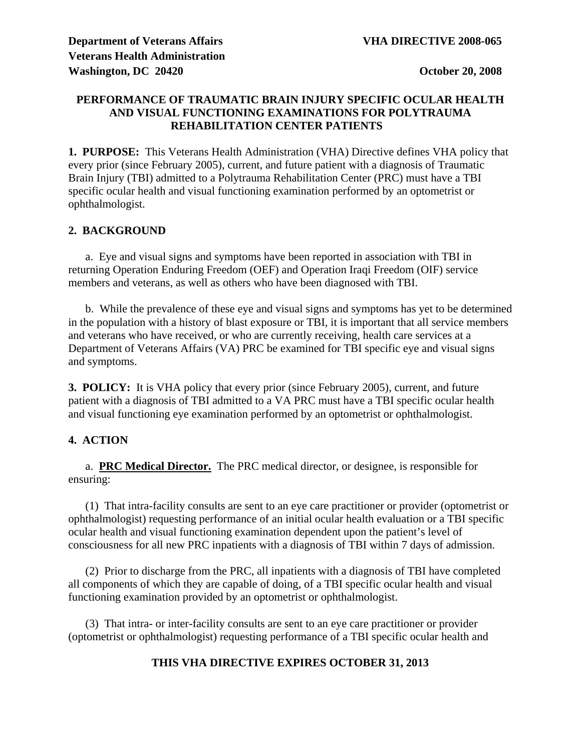**Department of Veterans Affairs** **VHA DIRECTIVE 2008-065**
**Veterans Health Administration**
**Washington, DC 20420** **October 20, 2008**

## PERFORMANCE OF TRAUMATIC BRAIN INJURY SPECIFIC OCULAR HEALTH AND VISUAL FUNCTIONING EXAMINATIONS FOR POLYTRAUMA REHABILITATION CENTER PATIENTS

**1. PURPOSE:** This Veterans Health Administration (VHA) Directive defines VHA policy that every prior (since February 2005), current, and future patient with a diagnosis of Traumatic Brain Injury (TBI) admitted to a Polytrauma Rehabilitation Center (PRC) must have a TBI specific ocular health and visual functioning examination performed by an optometrist or ophthalmologist.

**2. BACKGROUND**

a. Eye and visual signs and symptoms have been reported in association with TBI in returning Operation Enduring Freedom (OEF) and Operation Iraqi Freedom (OIF) service members and veterans, as well as others who have been diagnosed with TBI.

b. While the prevalence of these eye and visual signs and symptoms has yet to be determined in the population with a history of blast exposure or TBI, it is important that all service members and veterans who have received, or who are currently receiving, health care services at a Department of Veterans Affairs (VA) PRC be examined for TBI specific eye and visual signs and symptoms.

**3. POLICY:** It is VHA policy that every prior (since February 2005), current, and future patient with a diagnosis of TBI admitted to a VA PRC must have a TBI specific ocular health and visual functioning eye examination performed by an optometrist or ophthalmologist.

**4. ACTION**

a. **PRC Medical Director.** The PRC medical director, or designee, is responsible for ensuring:

(1) That intra-facility consults are sent to an eye care practitioner or provider (optometrist or ophthalmologist) requesting performance of an initial ocular health evaluation or a TBI specific ocular health and visual functioning examination dependent upon the patient's level of consciousness for all new PRC inpatients with a diagnosis of TBI within 7 days of admission.

(2) Prior to discharge from the PRC, all inpatients with a diagnosis of TBI have completed all components of which they are capable of doing, of a TBI specific ocular health and visual functioning examination provided by an optometrist or ophthalmologist.

(3) That intra- or inter-facility consults are sent to an eye care practitioner or provider (optometrist or ophthalmologist) requesting performance of a TBI specific ocular health and

**THIS VHA DIRECTIVE EXPIRES OCTOBER 31, 2013**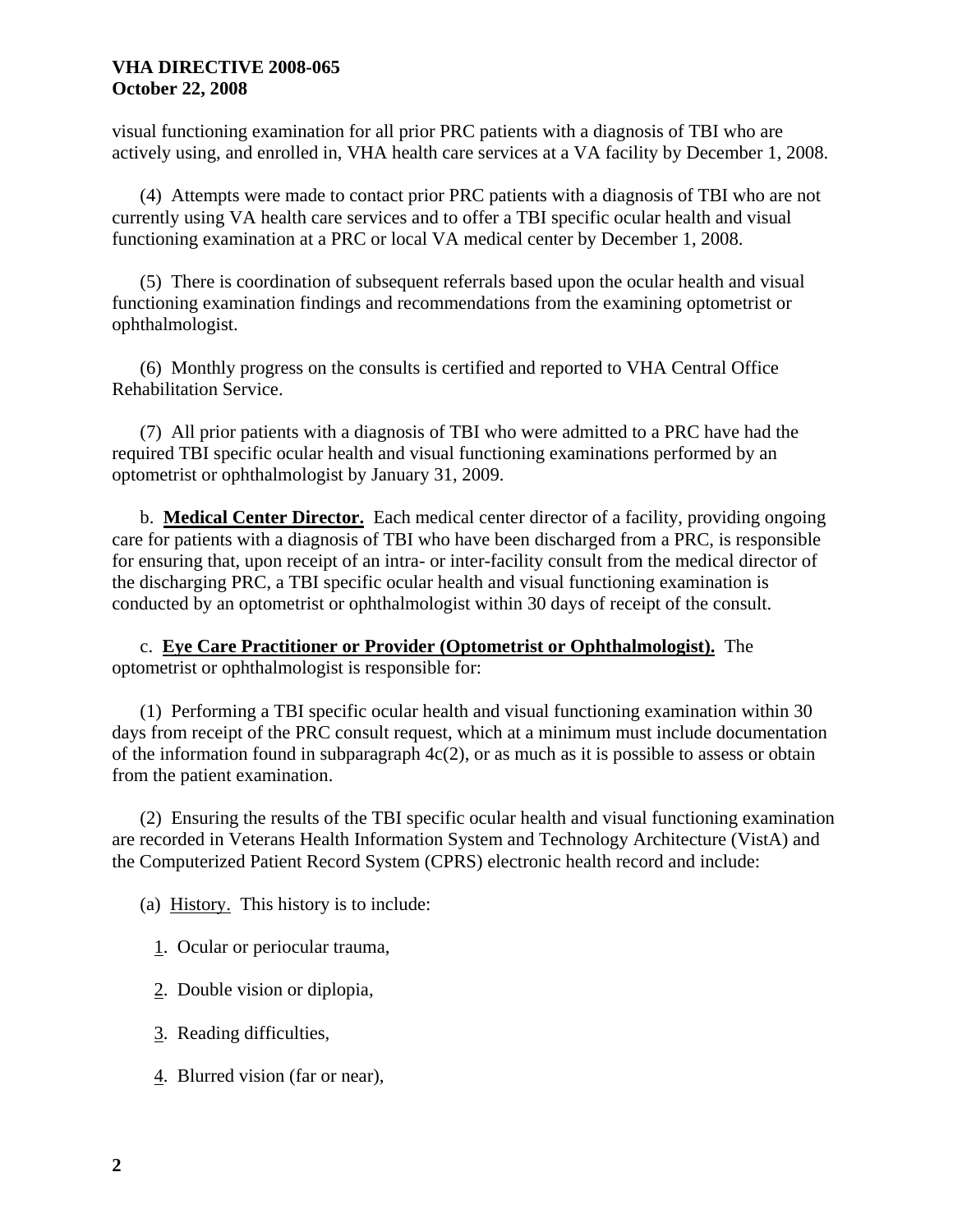visual functioning examination for all prior PRC patients with a diagnosis of TBI who are actively using, and enrolled in, VHA health care services at a VA facility by December 1, 2008.

(4) Attempts were made to contact prior PRC patients with a diagnosis of TBI who are not currently using VA health care services and to offer a TBI specific ocular health and visual functioning examination at a PRC or local VA medical center by December 1, 2008.

(5) There is coordination of subsequent referrals based upon the ocular health and visual functioning examination findings and recommendations from the examining optometrist or ophthalmologist.

(6) Monthly progress on the consults is certified and reported to VHA Central Office Rehabilitation Service.

(7) All prior patients with a diagnosis of TBI who were admitted to a PRC have had the required TBI specific ocular health and visual functioning examinations performed by an optometrist or ophthalmologist by January 31, 2009.

b. **Medical Center Director.** Each medical center director of a facility, providing ongoing care for patients with a diagnosis of TBI who have been discharged from a PRC, is responsible for ensuring that, upon receipt of an intra- or inter-facility consult from the medical director of the discharging PRC, a TBI specific ocular health and visual functioning examination is conducted by an optometrist or ophthalmologist within 30 days of receipt of the consult.

c. **Eye Care Practitioner or Provider (Optometrist or Ophthalmologist).** The optometrist or ophthalmologist is responsible for:

(1) Performing a TBI specific ocular health and visual functioning examination within 30 days from receipt of the PRC consult request, which at a minimum must include documentation of the information found in subparagraph 4c(2), or as much as it is possible to assess or obtain from the patient examination.

(2) Ensuring the results of the TBI specific ocular health and visual functioning examination are recorded in Veterans Health Information System and Technology Architecture (VistA) and the Computerized Patient Record System (CPRS) electronic health record and include:

(a) History. This history is to include:

1. Ocular or periocular trauma,

2. Double vision or diplopia,

3. Reading difficulties,

4. Blurred vision (far or near),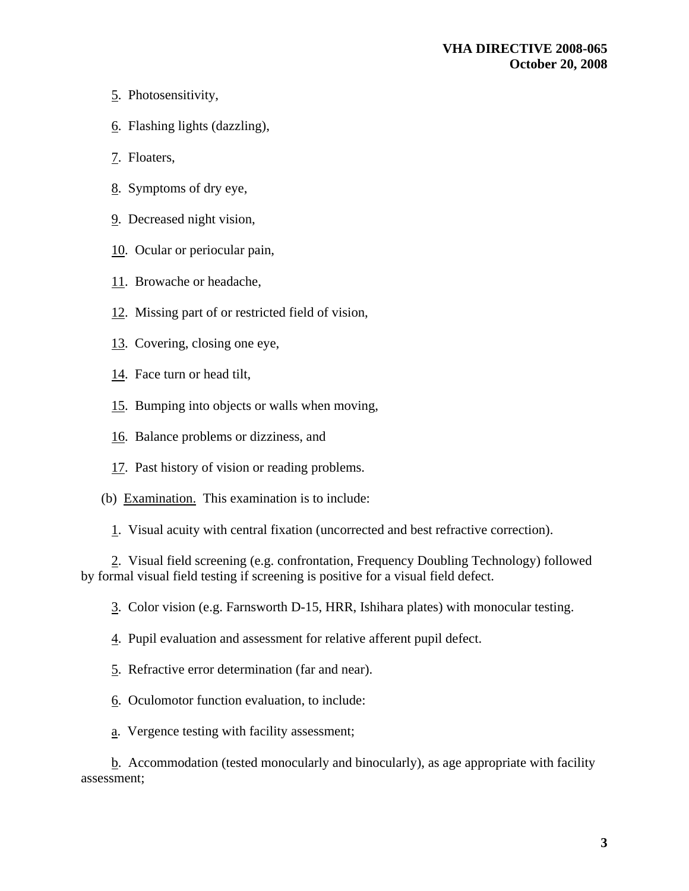5. Photosensitivity,

6. Flashing lights (dazzling),

7. Floaters,

8. Symptoms of dry eye,

9. Decreased night vision,

10. Ocular or periocular pain,

11. Browache or headache,

12. Missing part of or restricted field of vision,

13. Covering, closing one eye,

14. Face turn or head tilt,

15. Bumping into objects or walls when moving,

16. Balance problems or dizziness, and

17. Past history of vision or reading problems.

(b) Examination. This examination is to include:

1. Visual acuity with central fixation (uncorrected and best refractive correction).

2. Visual field screening (e.g. confrontation, Frequency Doubling Technology) followed by formal visual field testing if screening is positive for a visual field defect.

3. Color vision (e.g. Farnsworth D-15, HRR, Ishihara plates) with monocular testing.

4. Pupil evaluation and assessment for relative afferent pupil defect.

5. Refractive error determination (far and near).

6. Oculomotor function evaluation, to include:

a. Vergence testing with facility assessment;

b. Accommodation (tested monocularly and binocularly), as age appropriate with facility assessment;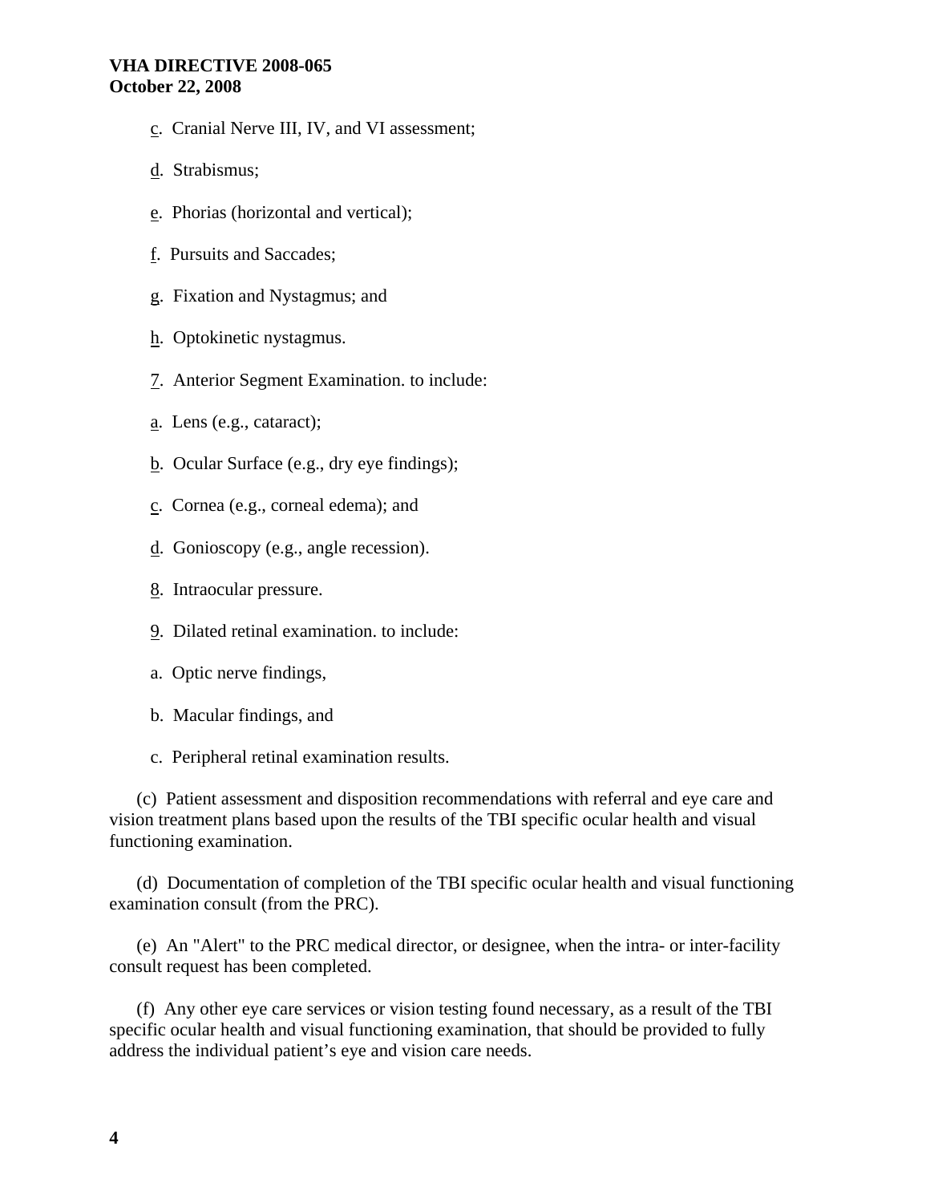c. Cranial Nerve III, IV, and VI assessment;

d. Strabismus;

e. Phorias (horizontal and vertical);

f. Pursuits and Saccades;

g. Fixation and Nystagmus; and

h. Optokinetic nystagmus.

7. Anterior Segment Examination. to include:

a. Lens (e.g., cataract);

b. Ocular Surface (e.g., dry eye findings);

c. Cornea (e.g., corneal edema); and

d. Gonioscopy (e.g., angle recession).

8. Intraocular pressure.

9. Dilated retinal examination. to include:

a. Optic nerve findings,

b. Macular findings, and

c. Peripheral retinal examination results.

(c) Patient assessment and disposition recommendations with referral and eye care and vision treatment plans based upon the results of the TBI specific ocular health and visual functioning examination.

(d) Documentation of completion of the TBI specific ocular health and visual functioning examination consult (from the PRC).

(e) An "Alert" to the PRC medical director, or designee, when the intra- or inter-facility consult request has been completed.

(f) Any other eye care services or vision testing found necessary, as a result of the TBI specific ocular health and visual functioning examination, that should be provided to fully address the individual patient's eye and vision care needs.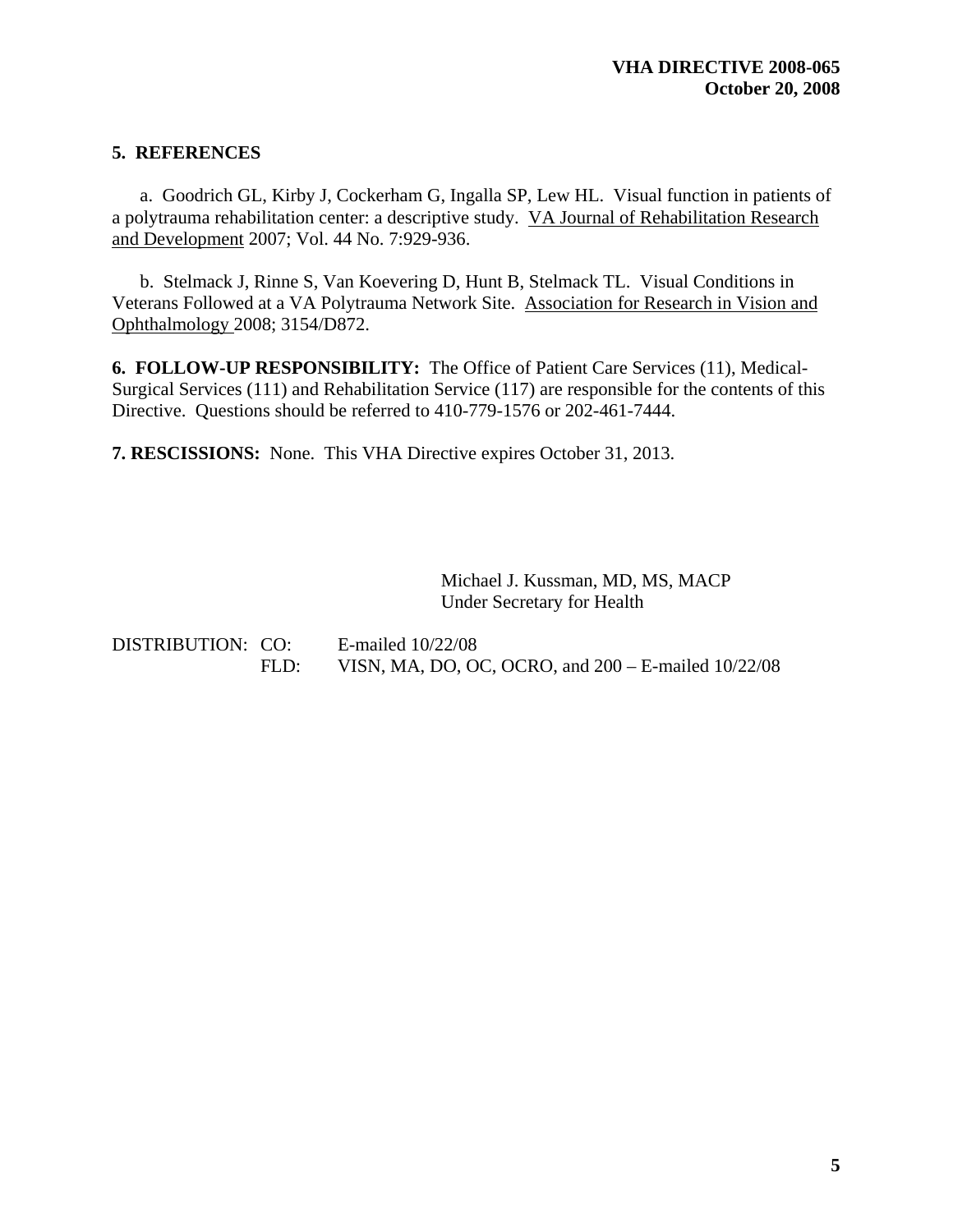## 5. REFERENCES

a. Goodrich GL, Kirby J, Cockerham G, Ingalla SP, Lew HL. Visual function in patients of a polytrauma rehabilitation center: a descriptive study. VA Journal of Rehabilitation Research and Development 2007; Vol. 44 No. 7:929-936.

b. Stelmack J, Rinne S, Van Koevering D, Hunt B, Stelmack TL. Visual Conditions in Veterans Followed at a VA Polytrauma Network Site. Association for Research in Vision and Ophthalmology 2008; 3154/D872.

**6. FOLLOW-UP RESPONSIBILITY:** The Office of Patient Care Services (11), Medical-Surgical Services (111) and Rehabilitation Service (117) are responsible for the contents of this Directive. Questions should be referred to 410-779-1576 or 202-461-7444.

**7. RESCISSIONS:** None. This VHA Directive expires October 31, 2013.

Michael J. Kussman, MD, MS, MACP
Under Secretary for Health

DISTRIBUTION: CO: E-mailed 10/22/08
FLD: VISN, MA, DO, OC, OCRO, and 200 – E-mailed 10/22/08